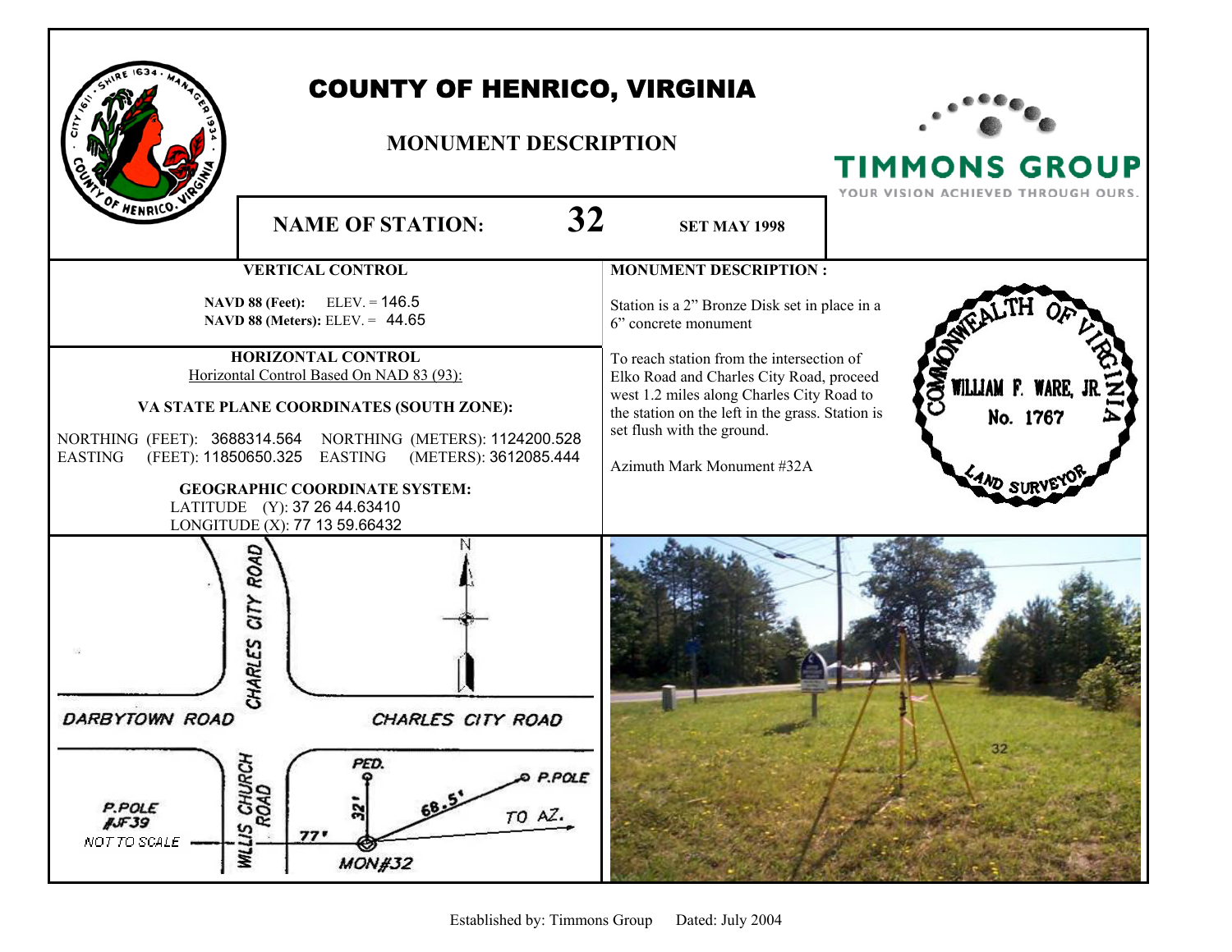# COUNTY OF HENRICO, VIRGINIA

## MONUMENT DESCRIPTION

TIMMONS GROUP
YOUR VISION ACHIEVED THROUGH OURS.

**NAME OF STATION:** 32 **SET MAY 1998**

### VERTICAL CONTROL

**NAVD 88 (Feet):** ELEV. = 146.5
**NAVD 88 (Meters):** ELEV. = 44.65

### HORIZONTAL CONTROL

Horizontal Control Based On NAD 83 (93):

**VA STATE PLANE COORDINATES (SOUTH ZONE):**

NORTHING (FEET): 3688314.564 NORTHING (METERS): 1124200.528
EASTING (FEET): 11850650.325 EASTING (METERS): 3612085.444

**GEOGRAPHIC COORDINATE SYSTEM:**

LATITUDE (Y): 37 26 44.63410
LONGITUDE (X): 77 13 59.66432

### MONUMENT DESCRIPTION :

Station is a 2" Bronze Disk set in place in a 6" concrete monument

To reach station from the intersection of Elko Road and Charles City Road, proceed west 1.2 miles along Charles City Road to the station on the left in the grass. Station is set flush with the ground.

Azimuth Mark Monument #32A

COMMONWEALTH OF VIRGINIA
WILLIAM F. WARE, JR.
No. 1767
LAND SURVEYOR

CHARLES CITY ROAD
DARBYTOWN ROAD
CHARLES CITY ROAD
WILLIS CHURCH ROAD
PED.
P.POLE
68.5'
32'
TO AZ.
77'
P.POLE #JF39
NOT TO SCALE
MON#32
N

32

Established by: Timmons Group Dated: July 2004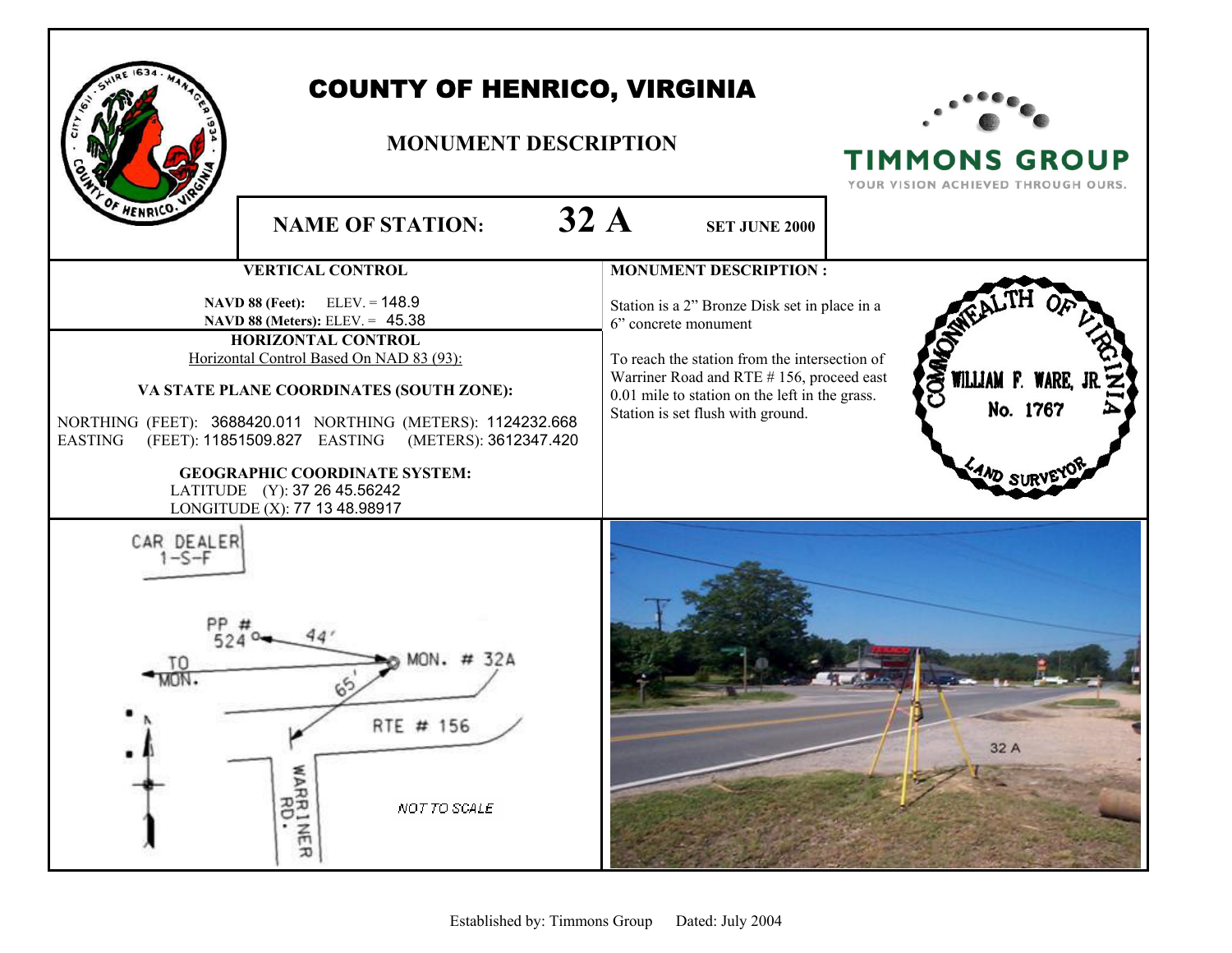# COUNTY OF HENRICO, VIRGINIA

## MONUMENT DESCRIPTION

TIMMONS GROUP
YOUR VISION ACHIEVED THROUGH OURS.

**NAME OF STATION:** **32 A** **SET JUNE 2000**

### VERTICAL CONTROL

**NAVD 88 (Feet):** ELEV. = 148.9
**NAVD 88 (Meters):** ELEV. = 45.38

### HORIZONTAL CONTROL

Horizontal Control Based On NAD 83 (93):

**VA STATE PLANE COORDINATES (SOUTH ZONE):**

NORTHING (FEET): 3688420.011 NORTHING (METERS): 1124232.668
EASTING (FEET): 11851509.827 EASTING (METERS): 3612347.420

**GEOGRAPHIC COORDINATE SYSTEM:**

LATITUDE (Y): 37 26 45.56242
LONGITUDE (X): 77 13 48.98917

### MONUMENT DESCRIPTION :

Station is a 2" Bronze Disk set in place in a 6" concrete monument

To reach the station from the intersection of Warriner Road and RTE # 156, proceed east 0.01 mile to station on the left in the grass. Station is set flush with ground.

COMMONWEALTH OF VIRGINIA
WILLIAM F. WARE, JR.
No. 1767
LAND SURVEYOR

CAR DEALER
1-S-F
PP # 524
44'
MON. # 32A
TO MON.
65'
RTE # 156
WARRINER RD.
NOT TO SCALE

32 A

Established by: Timmons Group Dated: July 2004